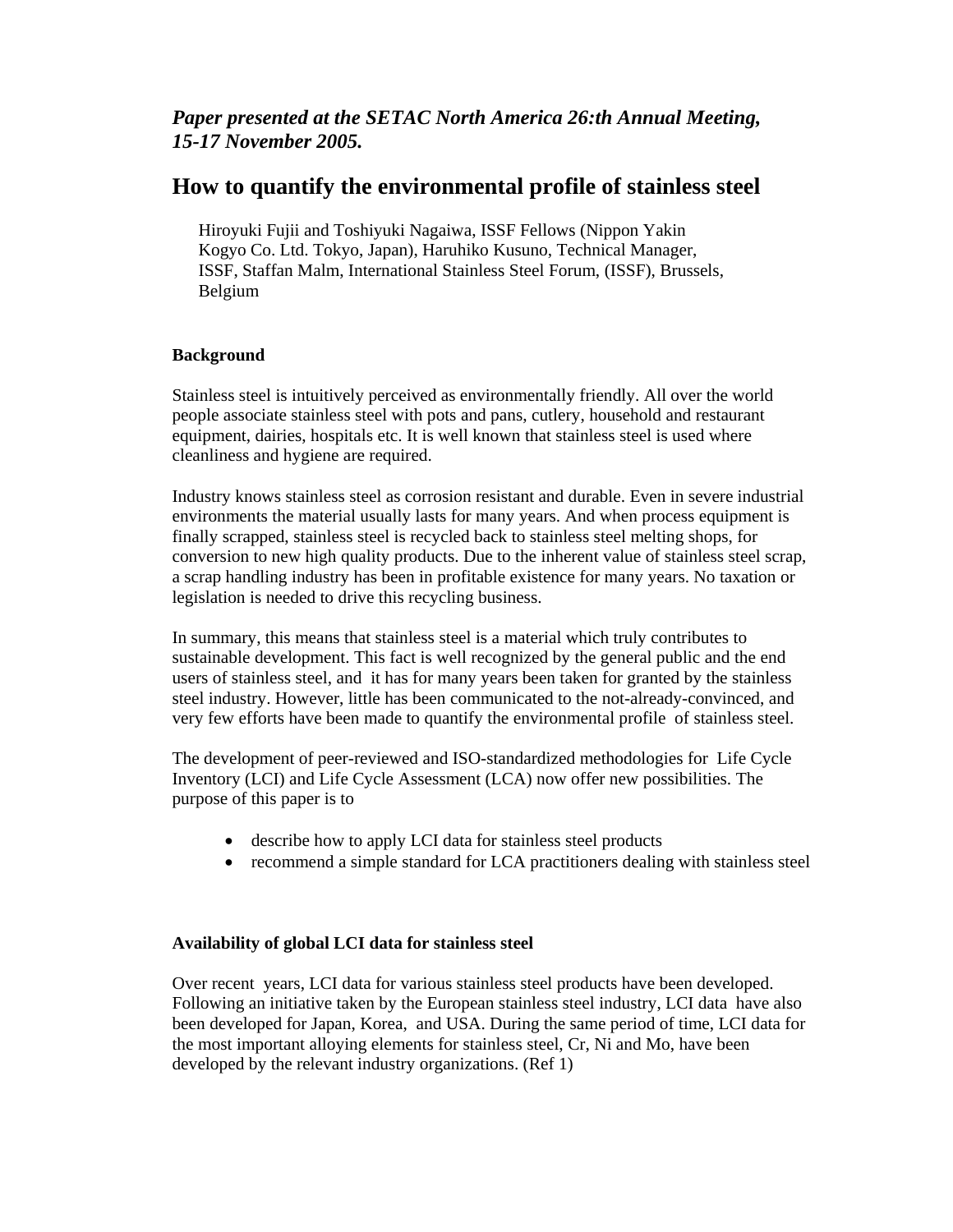*Paper presented at the SETAC North America 26:th Annual Meeting, 15-17 November 2005.*

# How to quantify the environmental profile of stainless steel

Hiroyuki Fujii and Toshiyuki Nagaiwa, ISSF Fellows (Nippon Yakin Kogyo Co. Ltd. Tokyo, Japan), Haruhiko Kusuno, Technical Manager, ISSF, Staffan Malm, International Stainless Steel Forum, (ISSF), Brussels, Belgium

## Background

Stainless steel is intuitively perceived as environmentally friendly. All over the world people associate stainless steel with pots and pans, cutlery, household and restaurant equipment, dairies, hospitals etc. It is well known that stainless steel is used where cleanliness and hygiene are required.

Industry knows stainless steel as corrosion resistant and durable. Even in severe industrial environments the material usually lasts for many years. And when process equipment is finally scrapped, stainless steel is recycled back to stainless steel melting shops, for conversion to new high quality products. Due to the inherent value of stainless steel scrap, a scrap handling industry has been in profitable existence for many years. No taxation or legislation is needed to drive this recycling business.

In summary, this means that stainless steel is a material which truly contributes to sustainable development. This fact is well recognized by the general public and the end users of stainless steel, and it has for many years been taken for granted by the stainless steel industry. However, little has been communicated to the not-already-convinced, and very few efforts have been made to quantify the environmental profile of stainless steel.

The development of peer-reviewed and ISO-standardized methodologies for Life Cycle Inventory (LCI) and Life Cycle Assessment (LCA) now offer new possibilities. The purpose of this paper is to

- describe how to apply LCI data for stainless steel products
- recommend a simple standard for LCA practitioners dealing with stainless steel

## Availability of global LCI data for stainless steel

Over recent years, LCI data for various stainless steel products have been developed. Following an initiative taken by the European stainless steel industry, LCI data have also been developed for Japan, Korea, and USA. During the same period of time, LCI data for the most important alloying elements for stainless steel, Cr, Ni and Mo, have been developed by the relevant industry organizations. (Ref 1)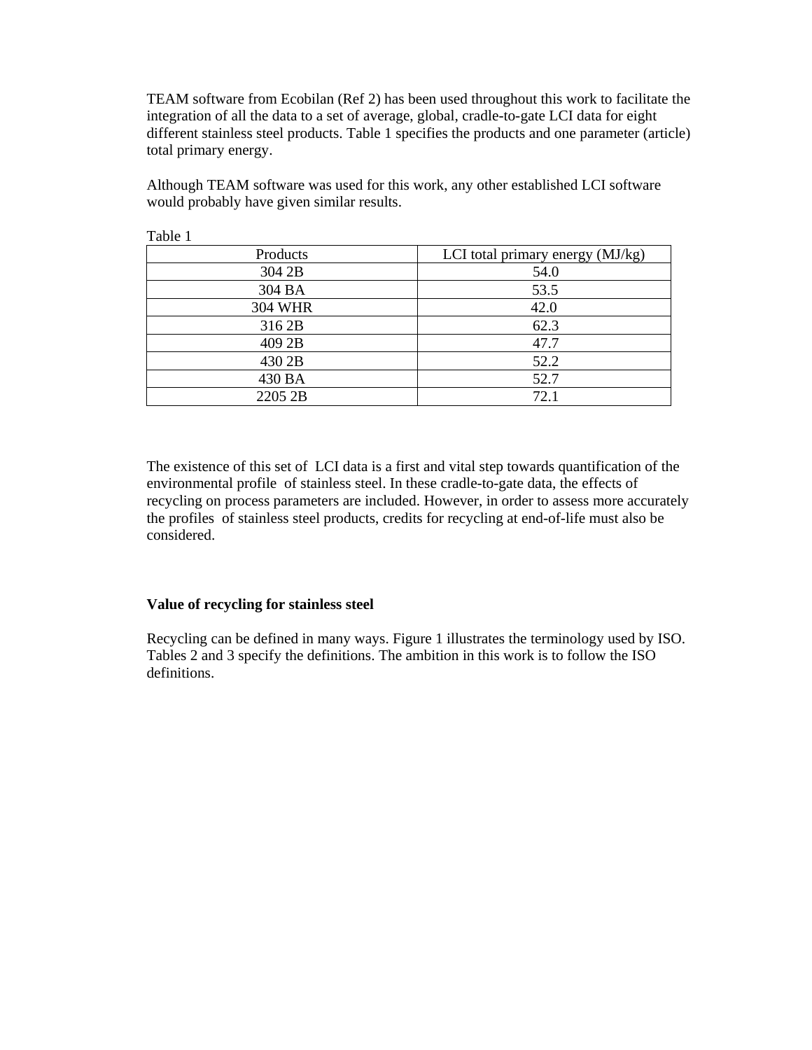TEAM software from Ecobilan (Ref 2) has been used throughout this work to facilitate the integration of all the data to a set of average, global, cradle-to-gate LCI data for eight different stainless steel products. Table 1 specifies the products and one parameter (article) total primary energy.

Although TEAM software was used for this work, any other established LCI software would probably have given similar results.

Table 1

| Products | LCI total primary energy (MJ/kg) |
|---|---|
| 304 2B | 54.0 |
| 304 BA | 53.5 |
| 304 WHR | 42.0 |
| 316 2B | 62.3 |
| 409 2B | 47.7 |
| 430 2B | 52.2 |
| 430 BA | 52.7 |
| 2205 2B | 72.1 |

The existence of this set of LCI data is a first and vital step towards quantification of the environmental profile of stainless steel. In these cradle-to-gate data, the effects of recycling on process parameters are included. However, in order to assess more accurately the profiles of stainless steel products, credits for recycling at end-of-life must also be considered.

**Value of recycling for stainless steel**

Recycling can be defined in many ways. Figure 1 illustrates the terminology used by ISO. Tables 2 and 3 specify the definitions. The ambition in this work is to follow the ISO definitions.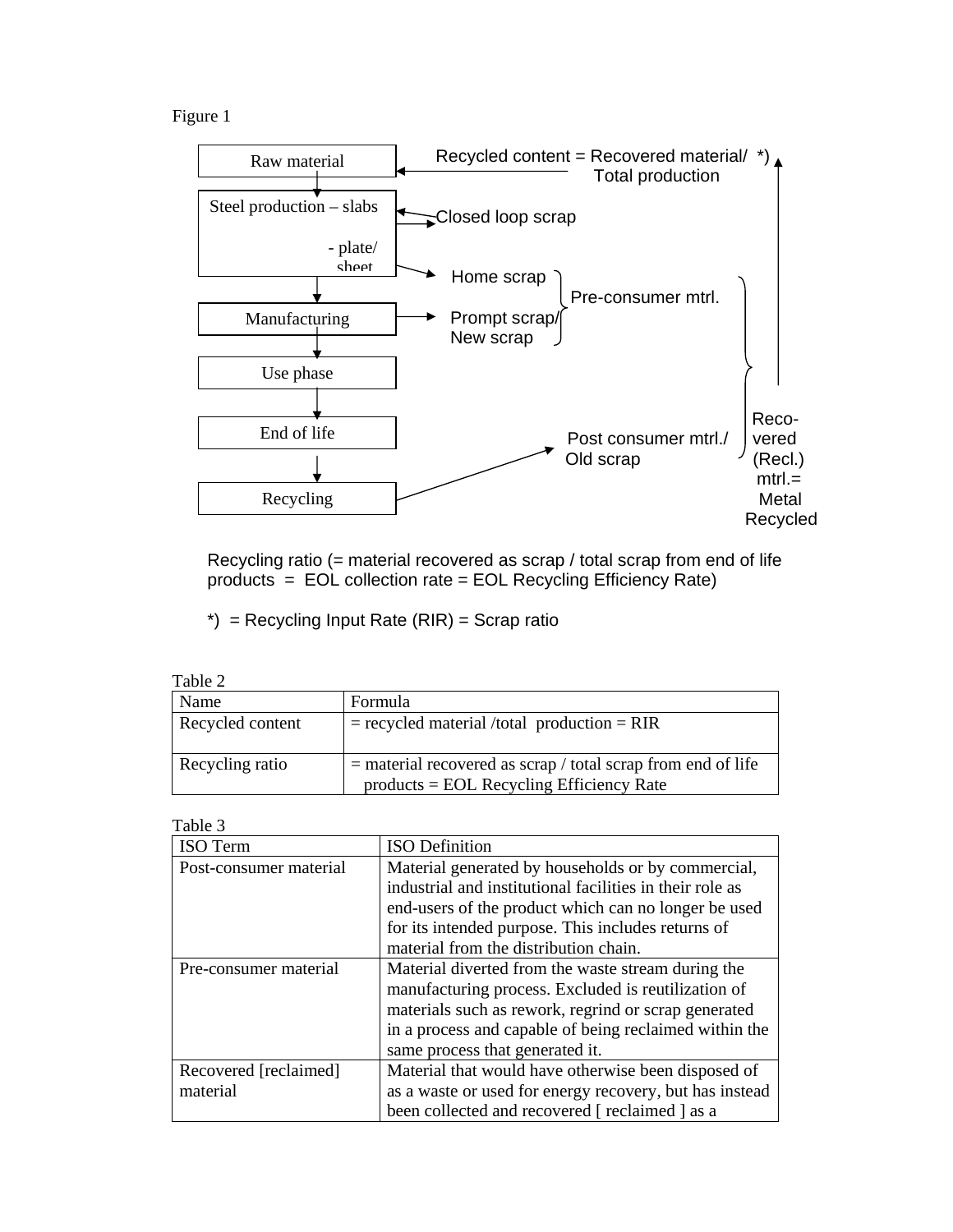Figure 1

Raw material

Steel production – slabs

- plate/ sheet

Manufacturing

Use phase

End of life

Recycling

Recycled content = Recovered material/ Total production *)

Closed loop scrap

Home scrap

Prompt scrap/ New scrap

Pre-consumer mtrl.

Post consumer mtrl./ Old scrap

Reco-vered (Recl.) mtrl.= Metal Recycled

Recycling ratio (= material recovered as scrap / total scrap from end of life products = EOL collection rate = EOL Recycling Efficiency Rate)

*) = Recycling Input Rate (RIR) = Scrap ratio

Table 2

| Name | Formula |
|---|---|
| Recycled content | = recycled material /total production = RIR |
| Recycling ratio | = material recovered as scrap / total scrap from end of life products = EOL Recycling Efficiency Rate |

Table 3

| ISO Term | ISO Definition |
|---|---|
| Post-consumer material | Material generated by households or by commercial, industrial and institutional facilities in their role as end-users of the product which can no longer be used for its intended purpose. This includes returns of material from the distribution chain. |
| Pre-consumer material | Material diverted from the waste stream during the manufacturing process. Excluded is reutilization of materials such as rework, regrind or scrap generated in a process and capable of being reclaimed within the same process that generated it. |
| Recovered [reclaimed] material | Material that would have otherwise been disposed of as a waste or used for energy recovery, but has instead been collected and recovered [ reclaimed ] as a |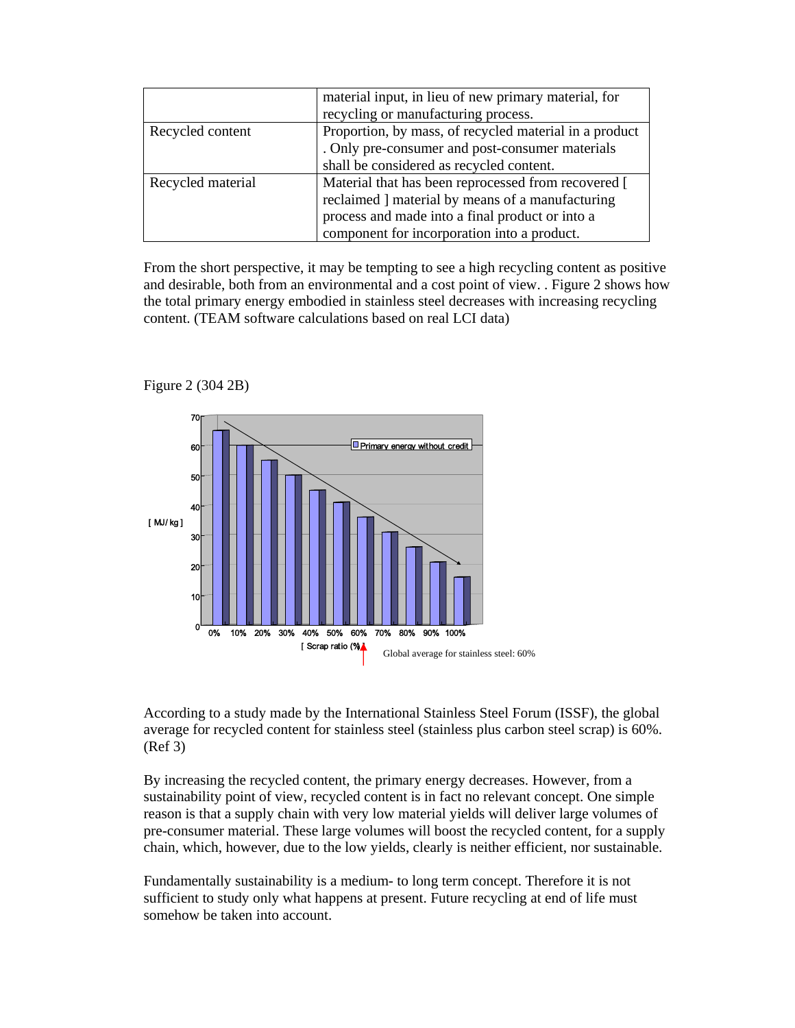| | |
|---|---|
| | material input, in lieu of new primary material, for recycling or manufacturing process. |
| Recycled content | Proportion, by mass, of recycled material in a product . Only pre-consumer and post-consumer materials shall be considered as recycled content. |
| Recycled material | Material that has been reprocessed from recovered [ reclaimed ] material by means of a manufacturing process and made into a final product or into a component for incorporation into a product. |

From the short perspective, it may be tempting to see a high recycling content as positive and desirable, both from an environmental and a cost point of view. . Figure 2 shows how the total primary energy embodied in stainless steel decreases with increasing recycling content. (TEAM software calculations based on real LCI data)

Figure 2 (304 2B)

Primary energy without credit

[ MJ/ kg ]

70
60
50
40
30
20
10
0

0% 10% 20% 30% 40% 50% 60% 70% 80% 90% 100%

[ Scrap ratio (%) ]

Global average for stainless steel: 60%

According to a study made by the International Stainless Steel Forum (ISSF), the global average for recycled content for stainless steel (stainless plus carbon steel scrap) is 60%. (Ref 3)

By increasing the recycled content, the primary energy decreases. However, from a sustainability point of view, recycled content is in fact no relevant concept. One simple reason is that a supply chain with very low material yields will deliver large volumes of pre-consumer material. These large volumes will boost the recycled content, for a supply chain, which, however, due to the low yields, clearly is neither efficient, nor sustainable.

Fundamentally sustainability is a medium- to long term concept. Therefore it is not sufficient to study only what happens at present. Future recycling at end of life must somehow be taken into account.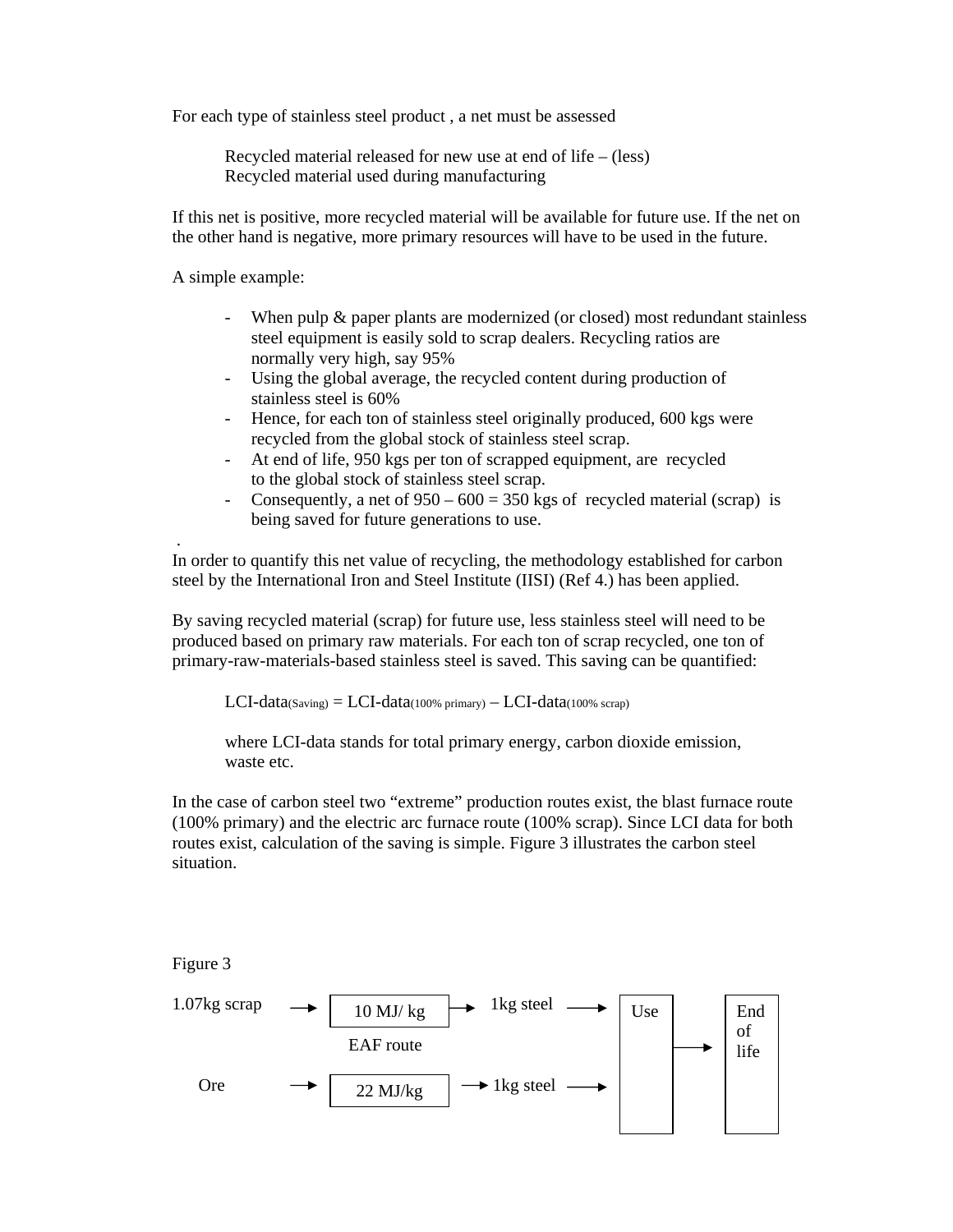For each type of stainless steel product , a net must be assessed

> Recycled material released for new use at end of life – (less)
> Recycled material used during manufacturing

If this net is positive, more recycled material will be available for future use. If the net on the other hand is negative, more primary resources will have to be used in the future.

A simple example:

- When pulp & paper plants are modernized (or closed) most redundant stainless steel equipment is easily sold to scrap dealers. Recycling ratios are normally very high, say 95%
- Using the global average, the recycled content during production of stainless steel is 60%
- Hence, for each ton of stainless steel originally produced, 600 kgs were recycled from the global stock of stainless steel scrap.
- At end of life, 950 kgs per ton of scrapped equipment, are recycled to the global stock of stainless steel scrap.
- Consequently, a net of 950 – 600 = 350 kgs of recycled material (scrap) is being saved for future generations to use.

.

In order to quantify this net value of recycling, the methodology established for carbon steel by the International Iron and Steel Institute (IISI) (Ref 4.) has been applied.

By saving recycled material (scrap) for future use, less stainless steel will need to be produced based on primary raw materials. For each ton of scrap recycled, one ton of primary-raw-materials-based stainless steel is saved. This saving can be quantified:

$$\text{LCI-data}_{(\text{Saving})} = \text{LCI-data}_{(100\%\ \text{primary})} - \text{LCI-data}_{(100\%\ \text{scrap})}$$

where LCI-data stands for total primary energy, carbon dioxide emission, waste etc.

In the case of carbon steel two "extreme" production routes exist, the blast furnace route (100% primary) and the electric arc furnace route (100% scrap). Since LCI data for both routes exist, calculation of the saving is simple. Figure 3 illustrates the carbon steel situation.

Figure 3

1.07kg scrap → 10 MJ/ kg → 1kg steel → Use → End of life

EAF route

Ore → 22 MJ/kg → 1kg steel → Use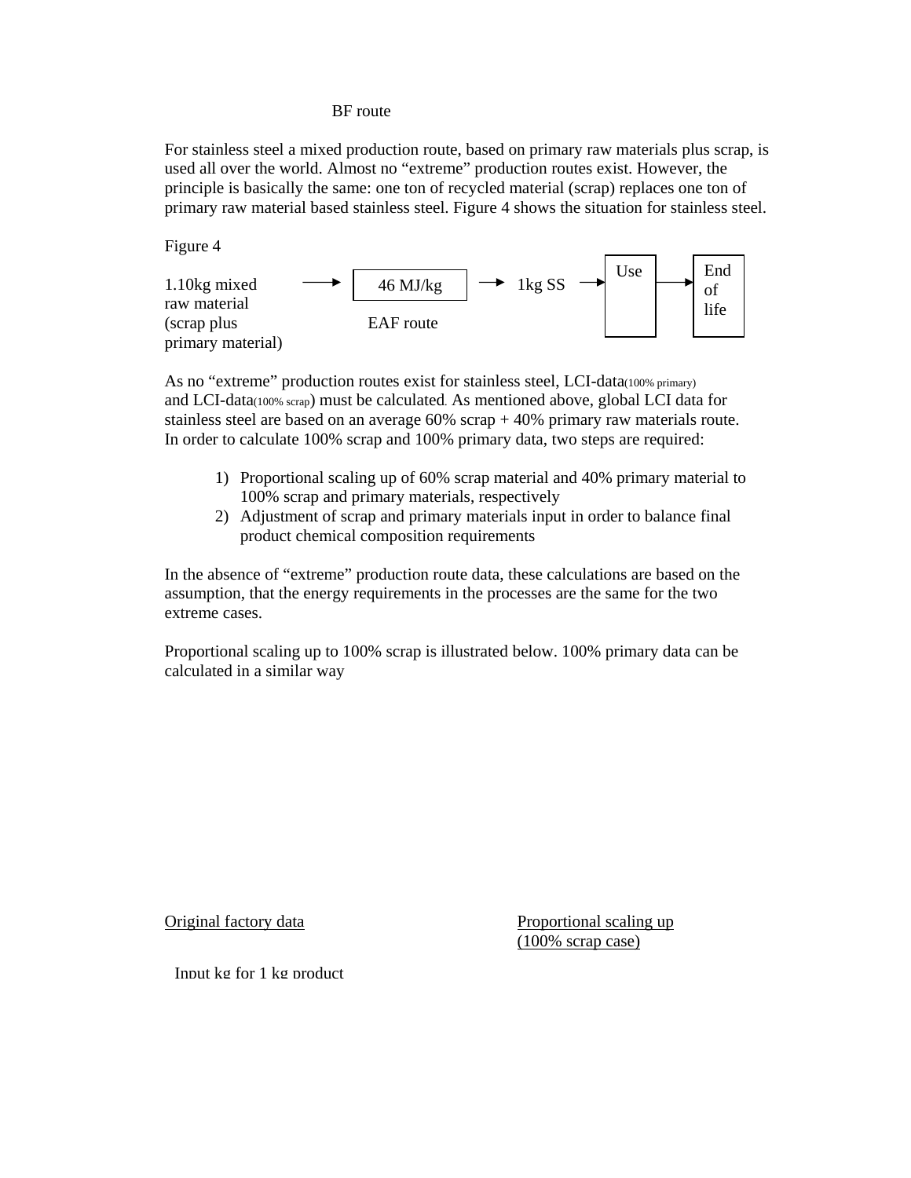BF route

For stainless steel a mixed production route, based on primary raw materials plus scrap, is used all over the world. Almost no "extreme" production routes exist. However, the principle is basically the same: one ton of recycled material (scrap) replaces one ton of primary raw material based stainless steel. Figure 4 shows the situation for stainless steel.

Figure 4

1.10kg mixed raw material (scrap plus primary material)

46 MJ/kg

EAF route

1kg SS

Use

End of life

As no "extreme" production routes exist for stainless steel, LCI-data$_{(100\%\ primary)}$ and LCI-data$_{(100\%\ scrap)}$ must be calculated. As mentioned above, global LCI data for stainless steel are based on an average 60% scrap + 40% primary raw materials route. In order to calculate 100% scrap and 100% primary data, two steps are required:

1) Proportional scaling up of 60% scrap material and 40% primary material to 100% scrap and primary materials, respectively
2) Adjustment of scrap and primary materials input in order to balance final product chemical composition requirements

In the absence of "extreme" production route data, these calculations are based on the assumption, that the energy requirements in the processes are the same for the two extreme cases.

Proportional scaling up to 100% scrap is illustrated below. 100% primary data can be calculated in a similar way

Original factory data

Proportional scaling up (100% scrap case)

Input kg for 1 kg product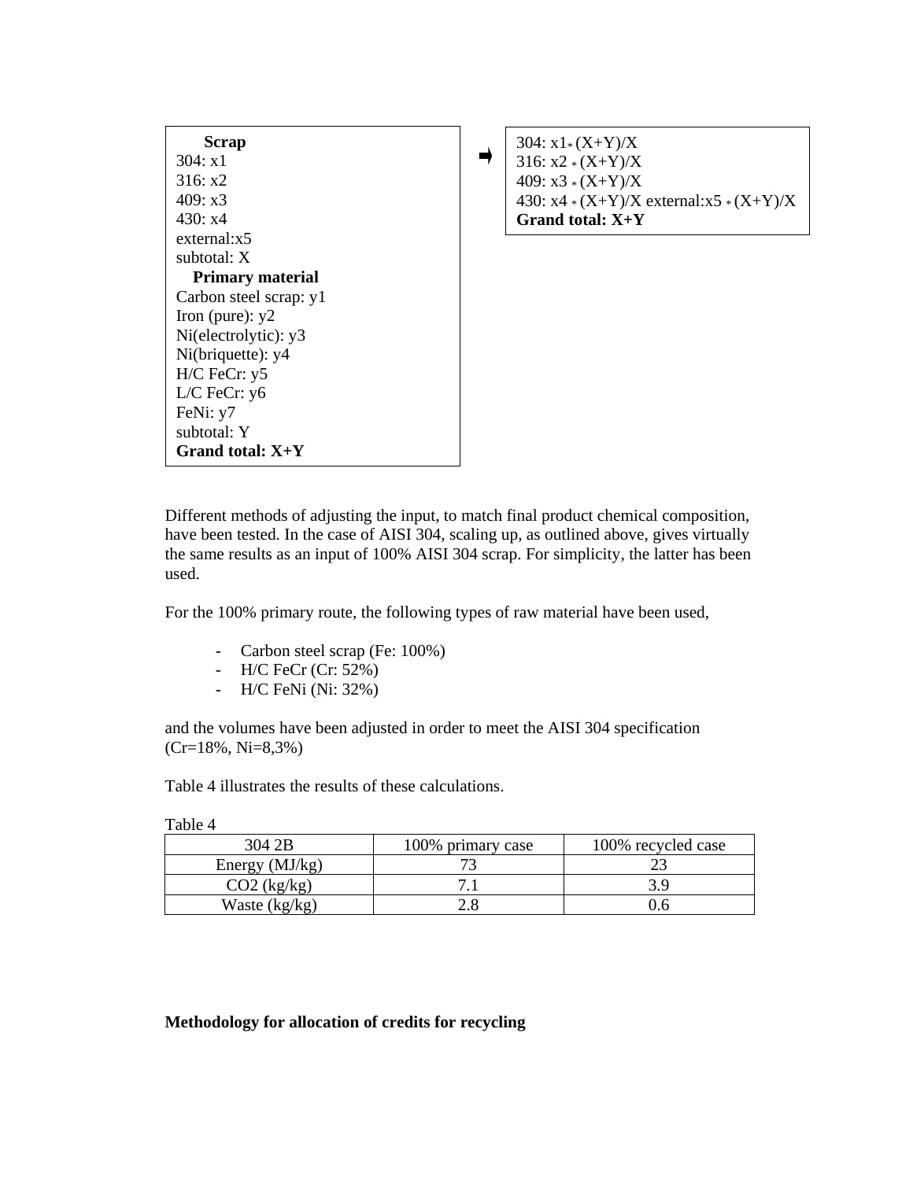| **Scrap** |  | 304: $x1 * (X+Y)/X$ |
|---|---|---|
| 304: x1 | ➡ | 316: $x2 * (X+Y)/X$ |
| 316: x2 |  | 409: $x3 * (X+Y)/X$ |
| 409: x3 |  | 430: $x4 * (X+Y)/X$ external: $x5 * (X+Y)/X$ |
| 430: x4 |  | **Grand total: X+Y** |
| external:x5 |  |  |
| subtotal: X |  |  |
| **Primary material** |  |  |
| Carbon steel scrap: y1 |  |  |
| Iron (pure): y2 |  |  |
| Ni(electrolytic): y3 |  |  |
| Ni(briquette): y4 |  |  |
| H/C FeCr: y5 |  |  |
| L/C FeCr: y6 |  |  |
| FeNi: y7 |  |  |
| subtotal: Y |  |  |
| **Grand total: X+Y** |  |  |

Different methods of adjusting the input, to match final product chemical composition, have been tested. In the case of AISI 304, scaling up, as outlined above, gives virtually the same results as an input of 100% AISI 304 scrap. For simplicity, the latter has been used.

For the 100% primary route, the following types of raw material have been used,

- Carbon steel scrap (Fe: 100%)
- H/C FeCr (Cr: 52%)
- H/C FeNi (Ni: 32%)

and the volumes have been adjusted in order to meet the AISI 304 specification (Cr=18%, Ni=8,3%)

Table 4 illustrates the results of these calculations.

Table 4

| 304 2B | 100% primary case | 100% recycled case |
|---|---|---|
| Energy (MJ/kg) | 73 | 23 |
| $CO_2$ (kg/kg) | 7.1 | 3.9 |
| Waste (kg/kg) | 2.8 | 0.6 |

**Methodology for allocation of credits for recycling**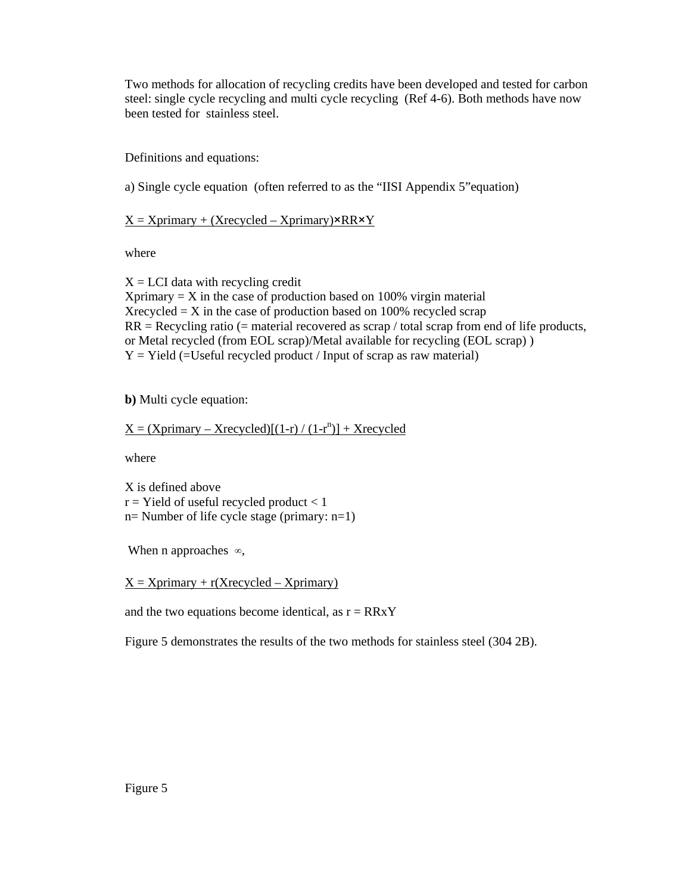Two methods for allocation of recycling credits have been developed and tested for carbon steel: single cycle recycling and multi cycle recycling (Ref 4-6). Both methods have now been tested for stainless steel.

Definitions and equations:

a) Single cycle equation (often referred to as the “IISI Appendix 5”equation)

$$X = X_{primary} + (X_{recycled} - X_{primary}) \times RR \times Y$$

where

X = LCI data with recycling credit
Xprimary = X in the case of production based on 100% virgin material
Xrecycled = X in the case of production based on 100% recycled scrap
RR = Recycling ratio (= material recovered as scrap / total scrap from end of life products, or Metal recycled (from EOL scrap)/Metal available for recycling (EOL scrap) )
Y = Yield (=Useful recycled product / Input of scrap as raw material)

**b)** Multi cycle equation:

$$X = (X_{primary} - X_{recycled})[(1-r) / (1-r^n)] + X_{recycled}$$

where

X is defined above
r = Yield of useful recycled product < 1
n= Number of life cycle stage (primary: n=1)

When n approaches $\infty$,

$$X = X_{primary} + r(X_{recycled} - X_{primary})$$

and the two equations become identical, as r = RRxY

Figure 5 demonstrates the results of the two methods for stainless steel (304 2B).

Figure 5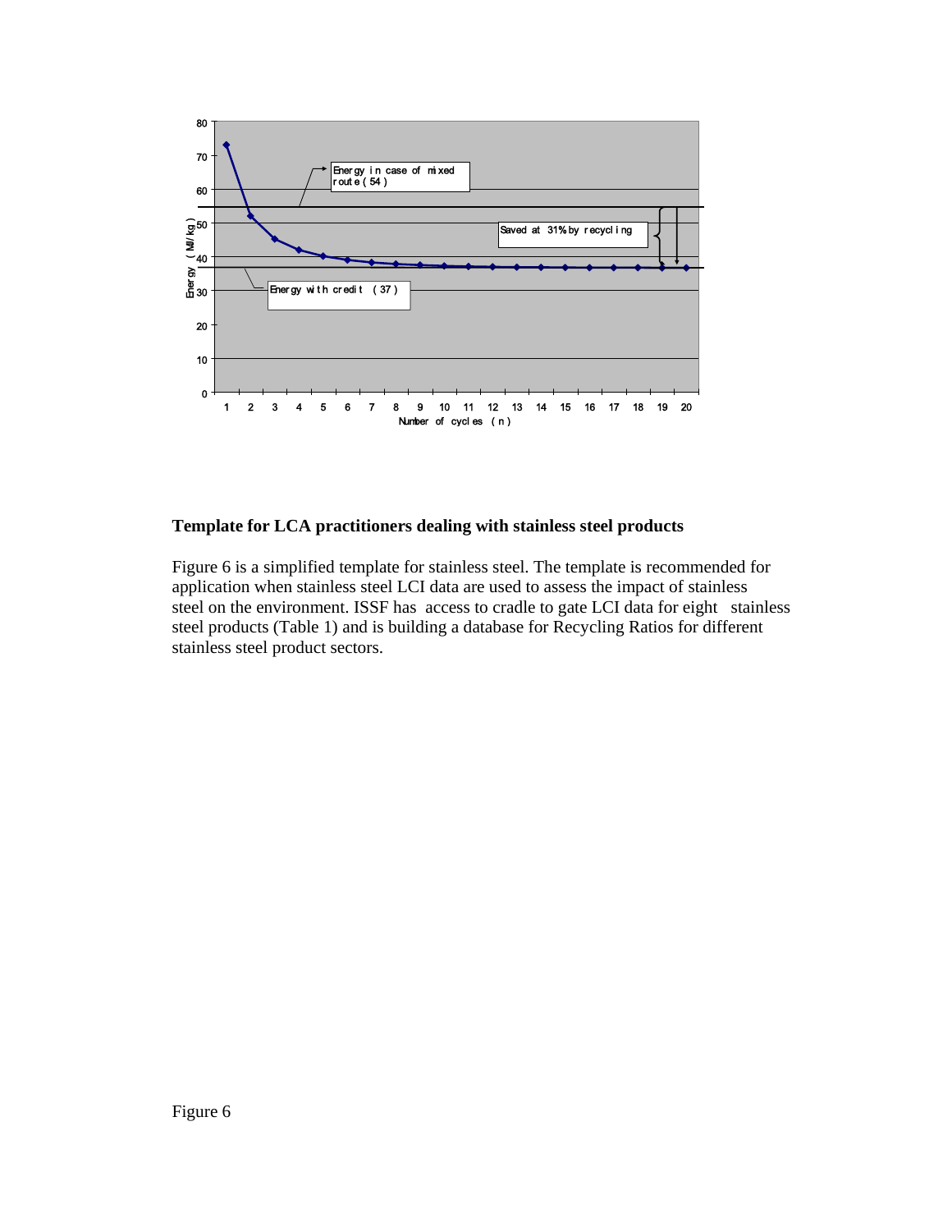80
70
60
50
40
30
20
10
0

Energy (MJ/kg)

1 2 3 4 5 6 7 8 9 10 11 12 13 14 15 16 17 18 19 20

Number of cycles (n)

Energy in case of mixed route (54)

Saved at 31% by recycling

Energy with credit (37)

**Template for LCA practitioners dealing with stainless steel products**

Figure 6 is a simplified template for stainless steel. The template is recommended for application when stainless steel LCI data are used to assess the impact of stainless steel on the environment. ISSF has access to cradle to gate LCI data for eight stainless steel products (Table 1) and is building a database for Recycling Ratios for different stainless steel product sectors.

Figure 6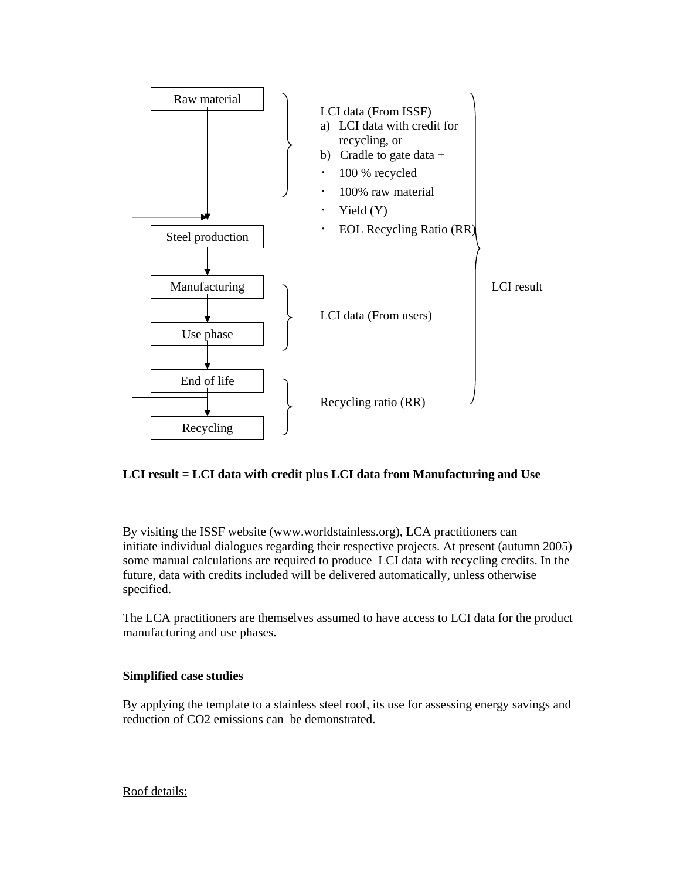Raw material

Steel production

Manufacturing

Use phase

End of life

Recycling

LCI data (From ISSF)
a) LCI data with credit for recycling, or
b) Cradle to gate data +
- 100 % recycled
- 100% raw material
- Yield (Y)
- EOL Recycling Ratio (RR)

LCI data (From users)

Recycling ratio (RR)

LCI result

**LCI result = LCI data with credit plus LCI data from Manufacturing and Use**

By visiting the ISSF website (www.worldstainless.org), LCA practitioners can initiate individual dialogues regarding their respective projects. At present (autumn 2005) some manual calculations are required to produce LCI data with recycling credits. In the future, data with credits included will be delivered automatically, unless otherwise specified.

The LCA practitioners are themselves assumed to have access to LCI data for the product manufacturing and use phases**.**

**Simplified case studies**

By applying the template to a stainless steel roof, its use for assessing energy savings and reduction of $CO_2$ emissions can be demonstrated.

Roof details: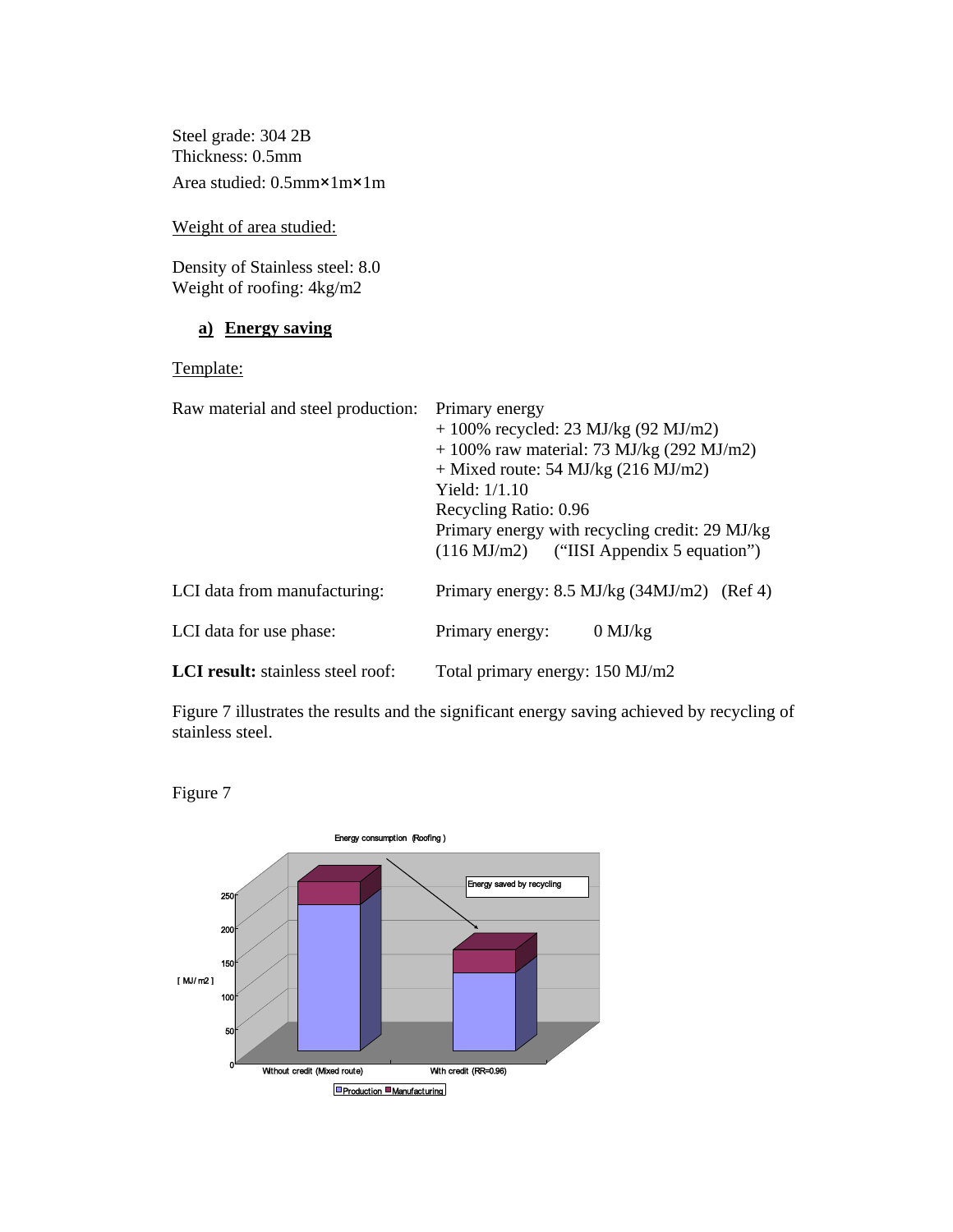Steel grade: 304 2B
Thickness: 0.5mm
Area studied: 0.5mm×1m×1m

Weight of area studied:

Density of Stainless steel: 8.0
Weight of roofing: 4kg/m2

## a) Energy saving

Template:

| | |
|---|---|
| Raw material and steel production: | Primary energy<br>+ 100% recycled: 23 MJ/kg (92 MJ/m2)<br>+ 100% raw material: 73 MJ/kg (292 MJ/m2)<br>+ Mixed route: 54 MJ/kg (216 MJ/m2)<br>Yield: 1/1.10<br>Recycling Ratio: 0.96<br>Primary energy with recycling credit: 29 MJ/kg (116 MJ/m2) ("IISI Appendix 5 equation") |
| LCI data from manufacturing: | Primary energy: 8.5 MJ/kg (34MJ/m2) (Ref 4) |
| LCI data for use phase: | Primary energy: 0 MJ/kg |
| **LCI result:** stainless steel roof: | Total primary energy: 150 MJ/m2 |

Figure 7 illustrates the results and the significant energy saving achieved by recycling of stainless steel.

Figure 7

Energy consumption (Roofing)

Energy saved by recycling

[ MJ/ m2 ]

0
50
100
150
200
250

Without credit (Mixed route)
With credit (RR=0.96)

Production
Manufacturing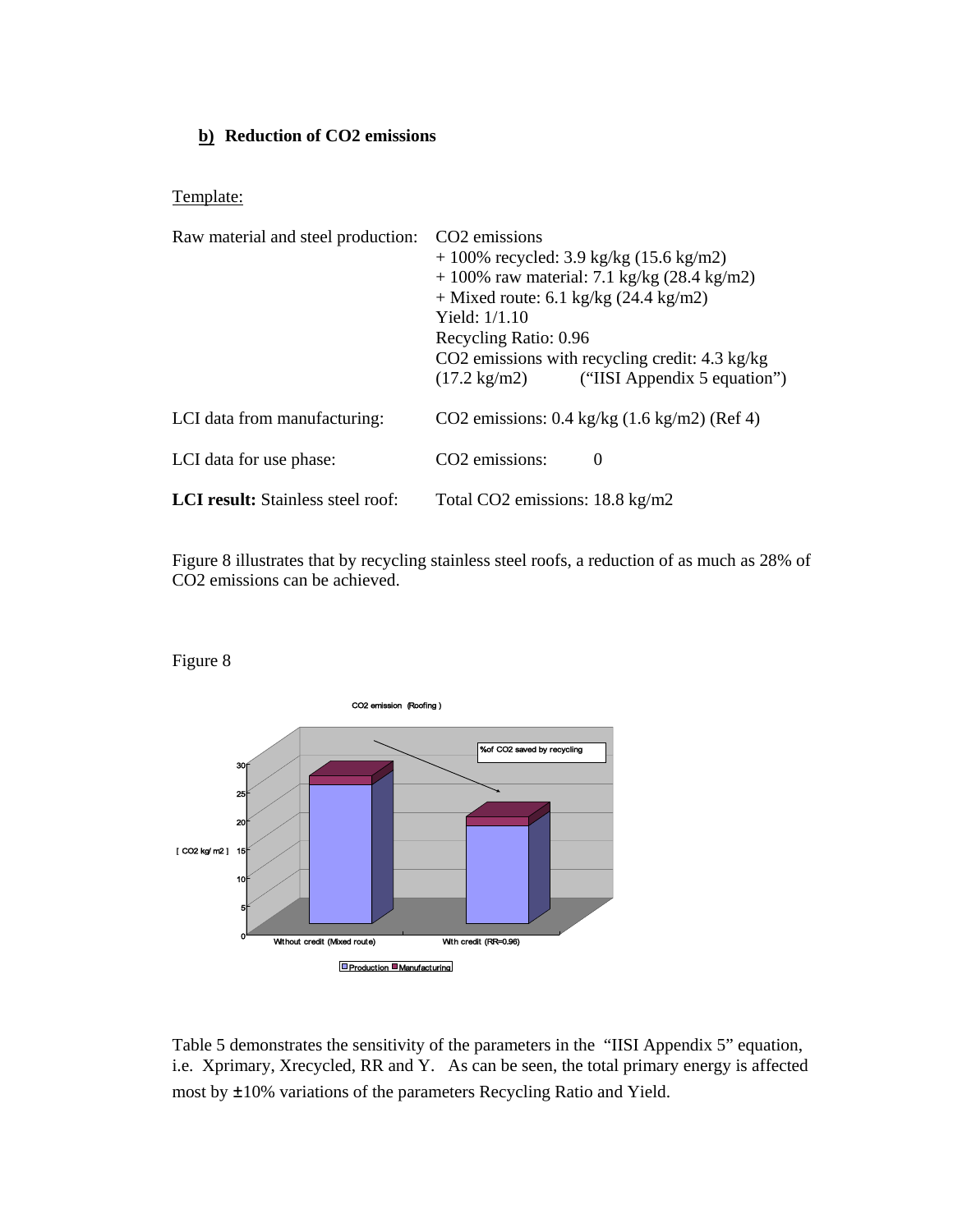**b) Reduction of $CO_2$ emissions**

Template:

| | |
|---|---|
| Raw material and steel production: | $CO_2$ emissions<br>+ 100% recycled: 3.9 kg/kg (15.6 kg/m2)<br>+ 100% raw material: 7.1 kg/kg (28.4 kg/m2)<br>+ Mixed route: 6.1 kg/kg (24.4 kg/m2)<br>Yield: 1/1.10<br>Recycling Ratio: 0.96<br>$CO_2$ emissions with recycling credit: 4.3 kg/kg (17.2 kg/m2) ("IISI Appendix 5 equation") |
| LCI data from manufacturing: | $CO_2$ emissions: 0.4 kg/kg (1.6 kg/m2) (Ref 4) |
| LCI data for use phase: | $CO_2$ emissions: 0 |
| **LCI result:** Stainless steel roof: | Total $CO_2$ emissions: 18.8 kg/m2 |

Figure 8 illustrates that by recycling stainless steel roofs, a reduction of as much as 28% of $CO_2$ emissions can be achieved.

Figure 8

CO2 emission (Roofing)

%of CO2 saved by recycling

[ CO2 kg/ m2 ]

0
5
10
15
20
25
30

Without credit (Mixed route)

With credit (RR=0.96)

Production Manufacturing

Table 5 demonstrates the sensitivity of the parameters in the "IISI Appendix 5" equation, i.e. Xprimary, Xrecycled, RR and Y. As can be seen, the total primary energy is affected most by ±10% variations of the parameters Recycling Ratio and Yield.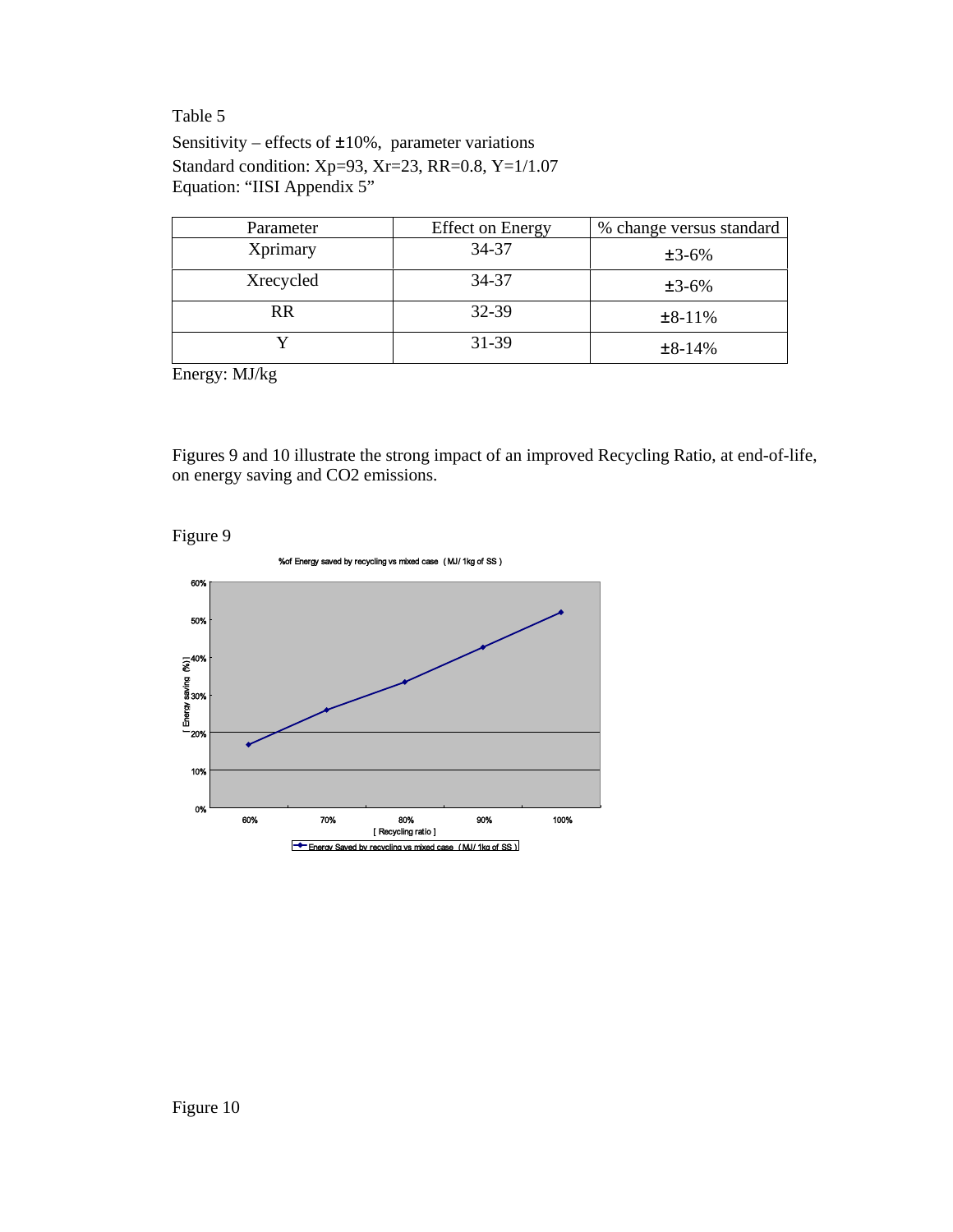Table 5

Sensitivity – effects of ±10%, parameter variations
Standard condition: Xp=93, Xr=23, RR=0.8, Y=1/1.07
Equation: "IISI Appendix 5"

| Parameter | Effect on Energy | % change versus standard |
|---|---|---|
| Xprimary | 34-37 | ±3-6% |
| Xrecycled | 34-37 | ±3-6% |
| RR | 32-39 | ±8-11% |
| Y | 31-39 | ±8-14% |

Energy: MJ/kg

Figures 9 and 10 illustrate the strong impact of an improved Recycling Ratio, at end-of-life, on energy saving and $CO_2$ emissions.

Figure 9

%of Energy saved by recycling vs mixed case (MJ/ 1kg of SS )

[ Energy saving (%) ]

60%
50%
40%
30%
20%
10%
0%

60% 70% 80% 90% 100%

[ Recycling ratio ]

Energy Saved by recycling vs mixed case (MJ/ 1kg of SS )

Figure 10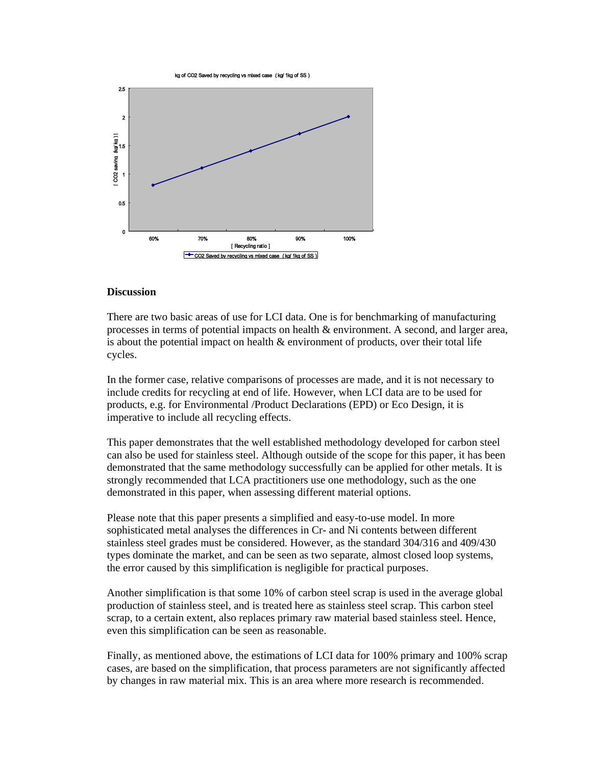kg of CO2 Saved by recycling vs mixed case (kg/ 1kg of SS )

[ CO2 saving (kg/ kg ) ]

2.5

2

1.5

1

0.5

0

60%

70%

80%

90%

100%

[ Recycling ratio ]

CO2 Saved by recycling vs mixed case (kg/ 1kg of SS )

## Discussion

There are two basic areas of use for LCI data. One is for benchmarking of manufacturing processes in terms of potential impacts on health & environment. A second, and larger area, is about the potential impact on health & environment of products, over their total life cycles.

In the former case, relative comparisons of processes are made, and it is not necessary to include credits for recycling at end of life. However, when LCI data are to be used for products, e.g. for Environmental /Product Declarations (EPD) or Eco Design, it is imperative to include all recycling effects.

This paper demonstrates that the well established methodology developed for carbon steel can also be used for stainless steel. Although outside of the scope for this paper, it has been demonstrated that the same methodology successfully can be applied for other metals. It is strongly recommended that LCA practitioners use one methodology, such as the one demonstrated in this paper, when assessing different material options.

Please note that this paper presents a simplified and easy-to-use model. In more sophisticated metal analyses the differences in Cr- and Ni contents between different stainless steel grades must be considered. However, as the standard 304/316 and 409/430 types dominate the market, and can be seen as two separate, almost closed loop systems, the error caused by this simplification is negligible for practical purposes.

Another simplification is that some 10% of carbon steel scrap is used in the average global production of stainless steel, and is treated here as stainless steel scrap. This carbon steel scrap, to a certain extent, also replaces primary raw material based stainless steel. Hence, even this simplification can be seen as reasonable.

Finally, as mentioned above, the estimations of LCI data for 100% primary and 100% scrap cases, are based on the simplification, that process parameters are not significantly affected by changes in raw material mix. This is an area where more research is recommended.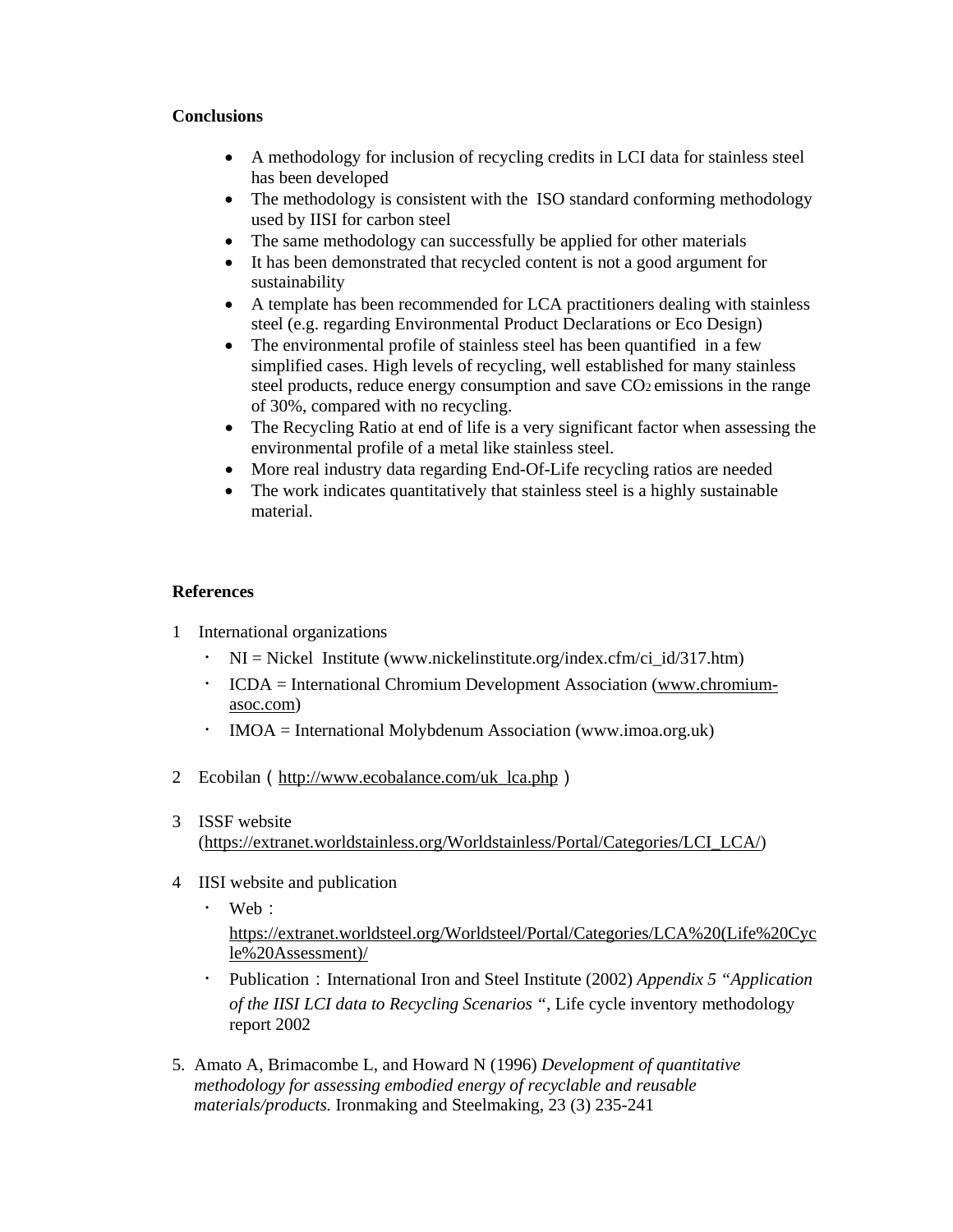**Conclusions**

- A methodology for inclusion of recycling credits in LCI data for stainless steel has been developed
- The methodology is consistent with the ISO standard conforming methodology used by IISI for carbon steel
- The same methodology can successfully be applied for other materials
- It has been demonstrated that recycled content is not a good argument for sustainability
- A template has been recommended for LCA practitioners dealing with stainless steel (e.g. regarding Environmental Product Declarations or Eco Design)
- The environmental profile of stainless steel has been quantified in a few simplified cases. High levels of recycling, well established for many stainless steel products, reduce energy consumption and save $CO_2$ emissions in the range of 30%, compared with no recycling.
- The Recycling Ratio at end of life is a very significant factor when assessing the environmental profile of a metal like stainless steel.
- More real industry data regarding End-Of-Life recycling ratios are needed
- The work indicates quantitatively that stainless steel is a highly sustainable material.

**References**

1 International organizations
  - NI = Nickel Institute (www.nickelinstitute.org/index.cfm/ci_id/317.htm)
  - ICDA = International Chromium Development Association (www.chromium-asoc.com)
  - IMOA = International Molybdenum Association (www.imoa.org.uk)

2 Ecobilan ( http://www.ecobalance.com/uk_lca.php )

3 ISSF website (https://extranet.worldstainless.org/Worldstainless/Portal/Categories/LCI_LCA/)

4 IISI website and publication
  - Web： https://extranet.worldsteel.org/Worldsteel/Portal/Categories/LCA%20(Life%20Cycle%20Assessment)/
  - Publication：International Iron and Steel Institute (2002) *Appendix 5 "Application of the IISI LCI data to Recycling Scenarios "*, Life cycle inventory methodology report 2002

5. Amato A, Brimacombe L, and Howard N (1996) *Development of quantitative methodology for assessing embodied energy of recyclable and reusable materials/products.* Ironmaking and Steelmaking, 23 (3) 235-241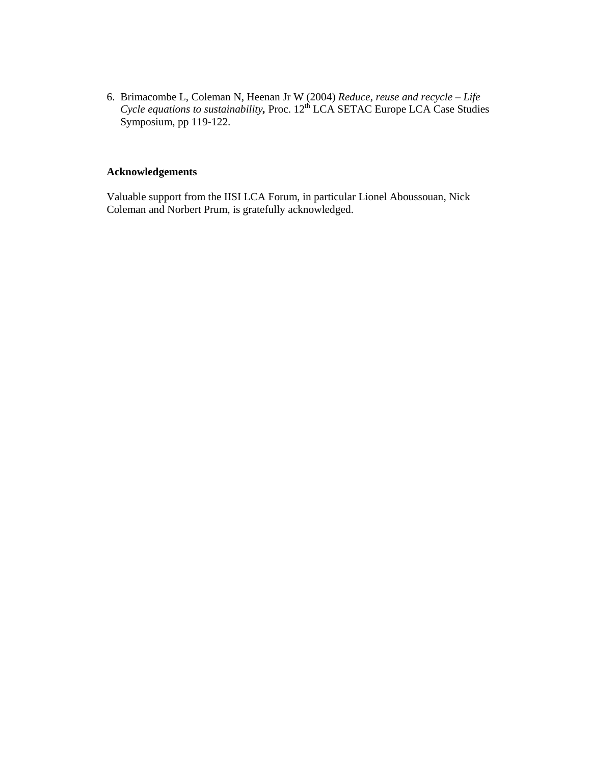6. Brimacombe L, Coleman N, Heenan Jr W (2004) *Reduce, reuse and recycle – Life Cycle equations to sustainability***,** Proc. 12th LCA SETAC Europe LCA Case Studies Symposium, pp 119-122.

**Acknowledgements**

Valuable support from the IISI LCA Forum, in particular Lionel Aboussouan, Nick Coleman and Norbert Prum, is gratefully acknowledged.